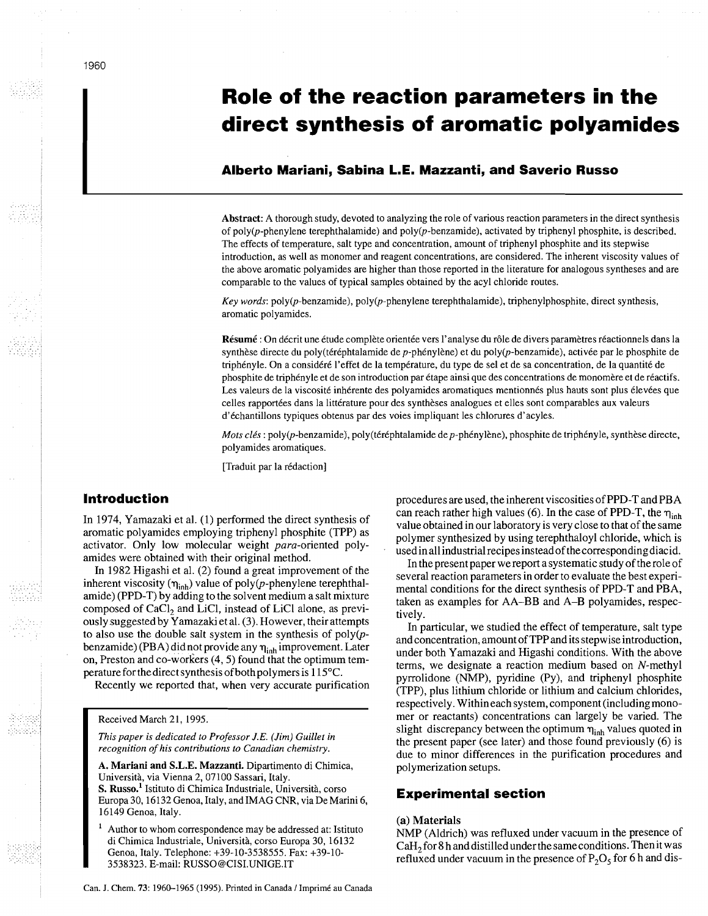# Role of the reaction parameters in the direct synthesis of aromatic polyamides

**Alberto Mariani, Sabina L.E. Mazzanti, and Saverio Russo**

**Abstract:** A thorough study, devoted to analyzing the role of various reaction parameters in the direct synthesis of poly(*p*-phenylene terephthalamide) and poly(*p*-benzamide), activated by triphenyl phosphite, is described. The effects of temperature, salt type and concentration, amount of triphenyl phosphite and its stepwise introduction, as well as monomer and reagent concentrations, are considered. The inherent viscosity values of the above aromatic polyamides are higher than those reported in the literature for analogous syntheses and are comparable to the values of typical samples obtained by the acyl chloride routes.

*Key words*: poly(*p*-benzamide), poly(*p*-phenylene terephthalamide), triphenylphosphite, direct synthesis, aromatic polyamides.

**Résumé** : On décrit une étude complète orientée vers l'analyse du rôle de divers paramètres réactionnels dans la synthèse directe du poly(téréphtalamide de *p*-phénylène) et du poly(*p*-benzamide), activée par le phosphite de triphényle. On a considéré l'effet de la température, du type de sel et de sa concentration, de la quantité de phosphite de triphényle et de son introduction par étape ainsi que des concentrations de monomère et de réactifs. Les valeurs de la viscosité inhérente des polyamides aromatiques mentionnés plus hauts sont plus élevées que celles rapportées dans la littérature pour des synthèses analogues et elles sont comparables aux valeurs d'échantillons typiques obtenus par des voies impliquant les chlorures d'acyles.

*Mots clés* : poly(*p*-benzamide), poly(téréphtalamide de *p*-phénylène), phosphite de triphényle, synthèse directe, polyamides aromatiques.

[Traduit par la rédaction]

## Introduction

In 1974, Yamazaki et al. (1) performed the direct synthesis of aromatic polyamides employing triphenyl phosphite (TPP) as activator. Only low molecular weight *para*-oriented polyamides were obtained with their original method.

In 1982 Higashi et al. (2) found a great improvement of the inherent viscosity ($\eta_{inh}$) value of poly(*p*-phenylene terephthalamide) (PPD-T) by adding to the solvent medium a salt mixture composed of $CaCl_2$ and LiCl, instead of LiCl alone, as previously suggested by Yamazaki et al. (3). However, their attempts to also use the double salt system in the synthesis of poly(*p*-benzamide) (PBA) did not provide any $\eta_{inh}$ improvement. Later on, Preston and co-workers (4, 5) found that the optimum temperature for the direct synthesis of both polymers is 115°C.

Recently we reported that, when very accurate purification procedures are used, the inherent viscosities of PPD-T and PBA can reach rather high values (6). In the case of PPD-T, the $\eta_{inh}$ value obtained in our laboratory is very close to that of the same polymer synthesized by using terephthaloyl chloride, which is used in all industrial recipes instead of the corresponding diacid.

In the present paper we report a systematic study of the role of several reaction parameters in order to evaluate the best experimental conditions for the direct synthesis of PPD-T and PBA, taken as examples for AA–BB and A–B polyamides, respectively.

In particular, we studied the effect of temperature, salt type and concentration, amount of TPP and its stepwise introduction, under both Yamazaki and Higashi conditions. With the above terms, we designate a reaction medium based on *N*-methyl pyrrolidone (NMP), pyridine (Py), and triphenyl phosphite (TPP), plus lithium chloride or lithium and calcium chlorides, respectively. Within each system, component (including monomer or reactants) concentrations can largely be varied. The slight discrepancy between the optimum $\eta_{inh}$ values quoted in the present paper (see later) and those found previously (6) is due to minor differences in the purification procedures and polymerization setups.

Received March 21, 1995.

*This paper is dedicated to Professor J.E. (Jim) Guillet in recognition of his contributions to Canadian chemistry.*

**A. Mariani and S.L.E. Mazzanti.** Dipartimento di Chimica, Università, via Vienna 2, 07100 Sassari, Italy.
**S. Russo.**[1] Istituto di Chimica Industriale, Università, corso Europa 30, 16132 Genoa, Italy, and IMAG CNR, via De Marini 6, 16149 Genoa, Italy.

[1] Author to whom correspondence may be addressed at: Istituto di Chimica Industriale, Università, corso Europa 30, 16132 Genoa, Italy. Telephone: +39-10-3538555. Fax: +39-10-3538323. E-mail: RUSSO@CISI.UNIGE.IT

## Experimental section

### (a) Materials

NMP (Aldrich) was refluxed under vacuum in the presence of $CaH_2$ for 8 h and distilled under the same conditions. Then it was refluxed under vacuum in the presence of $P_2O_5$ for 6 h and dis-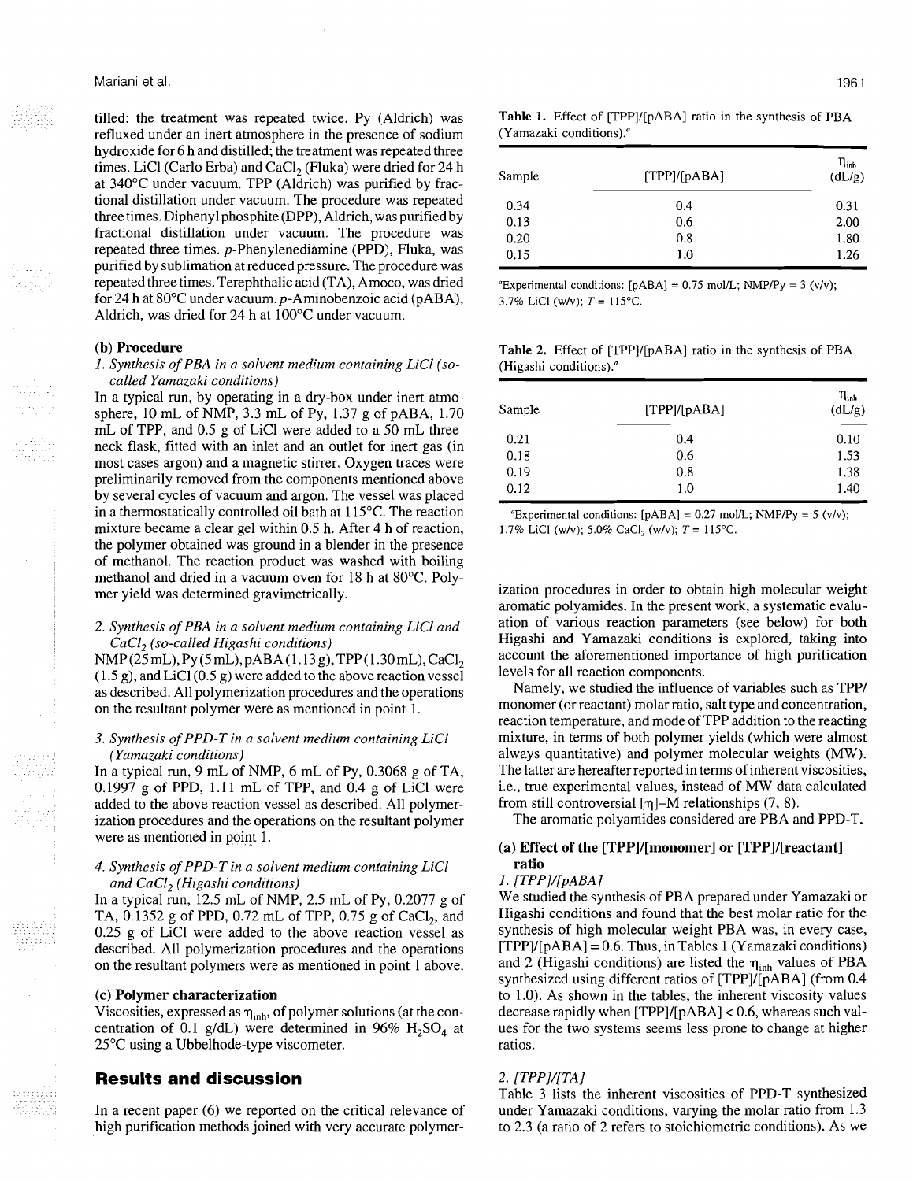tilled; the treatment was repeated twice. Py (Aldrich) was refluxed under an inert atmosphere in the presence of sodium hydroxide for 6 h and distilled; the treatment was repeated three times. LiCl (Carlo Erba) and $CaCl_2$ (Fluka) were dried for 24 h at 340°C under vacuum. TPP (Aldrich) was purified by fractional distillation under vacuum. The procedure was repeated three times. Diphenyl phosphite (DPP), Aldrich, was purified by fractional distillation under vacuum. The procedure was repeated three times. *p*-Phenylenediamine (PPD), Fluka, was purified by sublimation at reduced pressure. The procedure was repeated three times. Terephthalic acid (TA), Amoco, was dried for 24 h at 80°C under vacuum. *p*-Aminobenzoic acid (pABA), Aldrich, was dried for 24 h at 100°C under vacuum.

### (b) Procedure

*1. Synthesis of PBA in a solvent medium containing LiCl (so-called Yamazaki conditions)*

In a typical run, by operating in a dry-box under inert atmosphere, 10 mL of NMP, 3.3 mL of Py, 1.37 g of pABA, 1.70 mL of TPP, and 0.5 g of LiCl were added to a 50 mL three-neck flask, fitted with an inlet and an outlet for inert gas (in most cases argon) and a magnetic stirrer. Oxygen traces were preliminarily removed from the components mentioned above by several cycles of vacuum and argon. The vessel was placed in a thermostatically controlled oil bath at 115°C. The reaction mixture became a clear gel within 0.5 h. After 4 h of reaction, the polymer obtained was ground in a blender in the presence of methanol. The reaction product was washed with boiling methanol and dried in a vacuum oven for 18 h at 80°C. Polymer yield was determined gravimetrically.

*2. Synthesis of PBA in a solvent medium containing LiCl and $CaCl_2$ (so-called Higashi conditions)*

NMP (25 mL), Py (5 mL), pABA (1.13 g), TPP (1.30 mL), $CaCl_2$ (1.5 g), and LiCl (0.5 g) were added to the above reaction vessel as described. All polymerization procedures and the operations on the resultant polymer were as mentioned in point 1.

*3. Synthesis of PPD-T in a solvent medium containing LiCl (Yamazaki conditions)*

In a typical run, 9 mL of NMP, 6 mL of Py, 0.3068 g of TA, 0.1997 g of PPD, 1.11 mL of TPP, and 0.4 g of LiCl were added to the above reaction vessel as described. All polymerization procedures and the operations on the resultant polymer were as mentioned in point 1.

*4. Synthesis of PPD-T in a solvent medium containing LiCl and $CaCl_2$ (Higashi conditions)*

In a typical run, 12.5 mL of NMP, 2.5 mL of Py, 0.2077 g of TA, 0.1352 g of PPD, 0.72 mL of TPP, 0.75 g of $CaCl_2$, and 0.25 g of LiCl were added to the above reaction vessel as described. All polymerization procedures and the operations on the resultant polymers were as mentioned in point 1 above.

### (c) Polymer characterization

Viscosities, expressed as $\eta_{inh}$, of polymer solutions (at the concentration of 0.1 g/dL) were determined in 96% $H_2SO_4$ at 25°C using a Ubbelhode-type viscometer.

## Results and discussion

In a recent paper (6) we reported on the critical relevance of high purification methods joined with very accurate polymerization procedures in order to obtain high molecular weight aromatic polyamides. In the present work, a systematic evaluation of various reaction parameters (see below) for both Higashi and Yamazaki conditions is explored, taking into account the aforementioned importance of high purification levels for all reaction components.

Namely, we studied the influence of variables such as TPP/monomer (or reactant) molar ratio, salt type and concentration, reaction temperature, and mode of TPP addition to the reacting mixture, in terms of both polymer yields (which were almost always quantitative) and polymer molecular weights (MW). The latter are hereafter reported in terms of inherent viscosities, i.e., true experimental values, instead of MW data calculated from still controversial [$\eta$]–M relationships (7, 8).

The aromatic polyamides considered are PBA and PPD-T.

**Table 1.** Effect of [TPP]/[pABA] ratio in the synthesis of PBA (Yamazaki conditions).[a]

| Sample | [TPP]/[pABA] | $\eta_{inh}$ (dL/g) |
|---|---|---|
| 0.34 | 0.4 | 0.31 |
| 0.13 | 0.6 | 2.00 |
| 0.20 | 0.8 | 1.80 |
| 0.15 | 1.0 | 1.26 |

[a]Experimental conditions: [pABA] = 0.75 mol/L; NMP/Py = 3 (v/v); 3.7% LiCl (w/v); $T$ = 115°C.

**Table 2.** Effect of [TPP]/[pABA] ratio in the synthesis of PBA (Higashi conditions).[a]

| Sample | [TPP]/[pABA] | $\eta_{inh}$ (dL/g) |
|---|---|---|
| 0.21 | 0.4 | 0.10 |
| 0.18 | 0.6 | 1.53 |
| 0.19 | 0.8 | 1.38 |
| 0.12 | 1.0 | 1.40 |

[a]Experimental conditions: [pABA] = 0.27 mol/L; NMP/Py = 5 (v/v); 1.7% LiCl (w/v); 5.0% $CaCl_2$ (w/v); $T$ = 115°C.

### (a) Effect of the [TPP]/[monomer] or [TPP]/[reactant] ratio

*1. [TPP]/[pABA]*

We studied the synthesis of PBA prepared under Yamazaki or Higashi conditions and found that the best molar ratio for the synthesis of high molecular weight PBA was, in every case, [TPP]/[pABA] = 0.6. Thus, in Tables 1 (Yamazaki conditions) and 2 (Higashi conditions) are listed the $\eta_{inh}$ values of PBA synthesized using different ratios of [TPP]/[pABA] (from 0.4 to 1.0). As shown in the tables, the inherent viscosity values decrease rapidly when [TPP]/[pABA] < 0.6, whereas such values for the two systems seems less prone to change at higher ratios.

*2. [TPP]/[TA]*

Table 3 lists the inherent viscosities of PPD-T synthesized under Yamazaki conditions, varying the molar ratio from 1.3 to 2.3 (a ratio of 2 refers to stoichiometric conditions). As we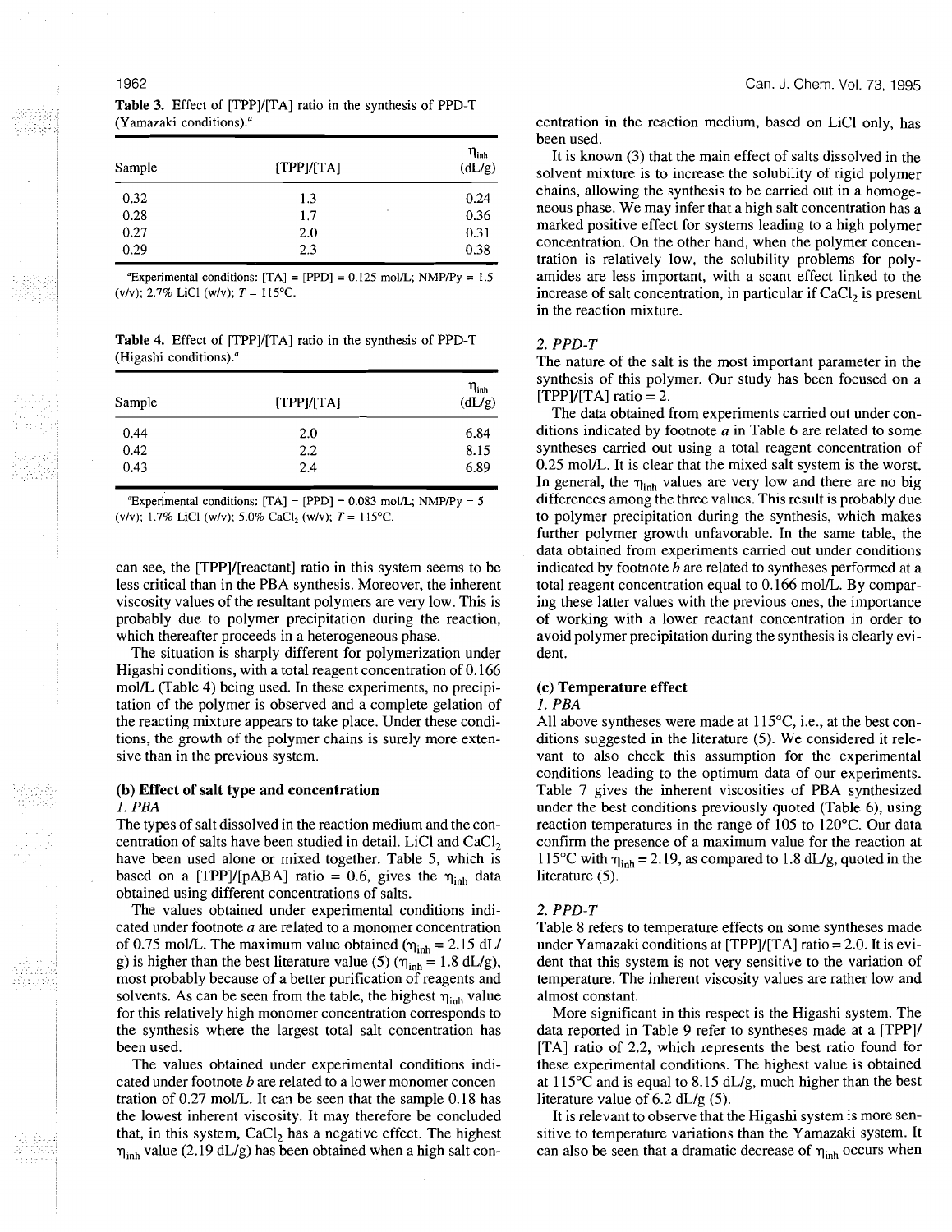**Table 3.** Effect of [TPP]/[TA] ratio in the synthesis of PPD-T (Yamazaki conditions).[a]

| Sample | [TPP]/[TA] | $\eta_{inh}$ (dL/g) |
|---|---|---|
| 0.32 | 1.3 | 0.24 |
| 0.28 | 1.7 | 0.36 |
| 0.27 | 2.0 | 0.31 |
| 0.29 | 2.3 | 0.38 |

[a]Experimental conditions: [TA] = [PPD] = 0.125 mol/L; NMP/Py = 1.5 (v/v); 2.7% LiCl (w/v); $T$ = 115°C.

**Table 4.** Effect of [TPP]/[TA] ratio in the synthesis of PPD-T (Higashi conditions).[a]

| Sample | [TPP]/[TA] | $\eta_{inh}$ (dL/g) |
|---|---|---|
| 0.44 | 2.0 | 6.84 |
| 0.42 | 2.2 | 8.15 |
| 0.43 | 2.4 | 6.89 |

[a]Experimental conditions: [TA] = [PPD] = 0.083 mol/L; NMP/Py = 5 (v/v); 1.7% LiCl (w/v); 5.0% $CaCl_2$ (w/v); $T$ = 115°C.

can see, the [TPP]/[reactant] ratio in this system seems to be less critical than in the PBA synthesis. Moreover, the inherent viscosity values of the resultant polymers are very low. This is probably due to polymer precipitation during the reaction, which thereafter proceeds in a heterogeneous phase.

The situation is sharply different for polymerization under Higashi conditions, with a total reagent concentration of 0.166 mol/L (Table 4) being used. In these experiments, no precipitation of the polymer is observed and a complete gelation of the reacting mixture appears to take place. Under these conditions, the growth of the polymer chains is surely more extensive than in the previous system.

### (b) Effect of salt type and concentration

#### *1. PBA*

The types of salt dissolved in the reaction medium and the concentration of salts have been studied in detail. LiCl and $CaCl_2$ have been used alone or mixed together. Table 5, which is based on a [TPP]/[pABA] ratio = 0.6, gives the $\eta_{inh}$ data obtained using different concentrations of salts.

The values obtained under experimental conditions indicated under footnote *a* are related to a monomer concentration of 0.75 mol/L. The maximum value obtained ($\eta_{inh}$ = 2.15 dL/g) is higher than the best literature value (5) ($\eta_{inh}$ = 1.8 dL/g), most probably because of a better purification of reagents and solvents. As can be seen from the table, the highest $\eta_{inh}$ value for this relatively high monomer concentration corresponds to the synthesis where the largest total salt concentration has been used.

The values obtained under experimental conditions indicated under footnote *b* are related to a lower monomer concentration of 0.27 mol/L. It can be seen that the sample 0.18 has the lowest inherent viscosity. It may therefore be concluded that, in this system, $CaCl_2$ has a negative effect. The highest $\eta_{inh}$ value (2.19 dL/g) has been obtained when a high salt concentration in the reaction medium, based on LiCl only, has been used.

It is known (3) that the main effect of salts dissolved in the solvent mixture is to increase the solubility of rigid polymer chains, allowing the synthesis to be carried out in a homogeneous phase. We may infer that a high salt concentration has a marked positive effect for systems leading to a high polymer concentration. On the other hand, when the polymer concentration is relatively low, the solubility problems for polyamides are less important, with a scant effect linked to the increase of salt concentration, in particular if $CaCl_2$ is present in the reaction mixture.

#### *2. PPD-T*

The nature of the salt is the most important parameter in the synthesis of this polymer. Our study has been focused on a [TPP]/[TA] ratio = 2.

The data obtained from experiments carried out under conditions indicated by footnote *a* in Table 6 are related to some syntheses carried out using a total reagent concentration of 0.25 mol/L. It is clear that the mixed salt system is the worst. In general, the $\eta_{inh}$ values are very low and there are no big differences among the three values. This result is probably due to polymer precipitation during the synthesis, which makes further polymer growth unfavorable. In the same table, the data obtained from experiments carried out under conditions indicated by footnote *b* are related to syntheses performed at a total reagent concentration equal to 0.166 mol/L. By comparing these latter values with the previous ones, the importance of working with a lower reactant concentration in order to avoid polymer precipitation during the synthesis is clearly evident.

### (c) Temperature effect

#### *1. PBA*

All above syntheses were made at 115°C, i.e., at the best conditions suggested in the literature (5). We considered it relevant to also check this assumption for the experimental conditions leading to the optimum data of our experiments. Table 7 gives the inherent viscosities of PBA synthesized under the best conditions previously quoted (Table 6), using reaction temperatures in the range of 105 to 120°C. Our data confirm the presence of a maximum value for the reaction at 115°C with $\eta_{inh}$ = 2.19, as compared to 1.8 dL/g, quoted in the literature (5).

#### *2. PPD-T*

Table 8 refers to temperature effects on some syntheses made under Yamazaki conditions at [TPP]/[TA] ratio = 2.0. It is evident that this system is not very sensitive to the variation of temperature. The inherent viscosity values are rather low and almost constant.

More significant in this respect is the Higashi system. The data reported in Table 9 refer to syntheses made at a [TPP]/[TA] ratio of 2.2, which represents the best ratio found for these experimental conditions. The highest value is obtained at 115°C and is equal to 8.15 dL/g, much higher than the best literature value of 6.2 dL/g (5).

It is relevant to observe that the Higashi system is more sensitive to temperature variations than the Yamazaki system. It can also be seen that a dramatic decrease of $\eta_{inh}$ occurs when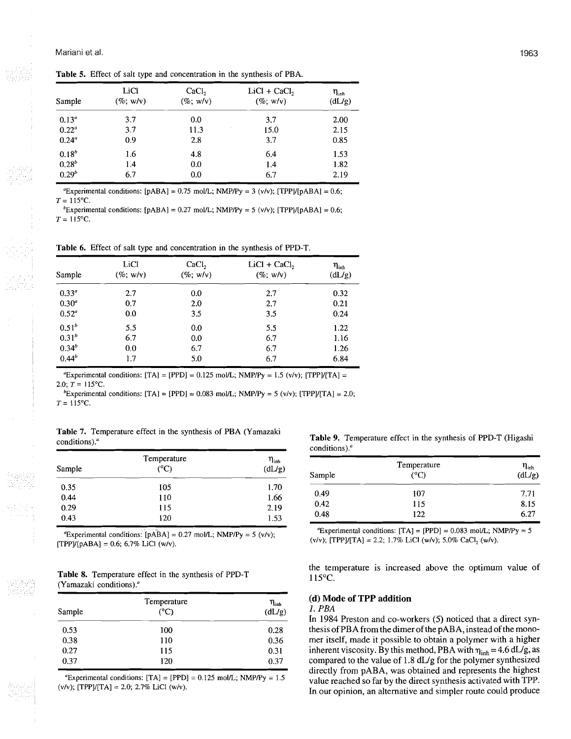**Table 5.** Effect of salt type and concentration in the synthesis of PBA.

| Sample | LiCl (%; w/v) | $CaCl_2$ (%; w/v) | LiCl + $CaCl_2$ (%; w/v) | $\eta_{inh}$ (dL/g) |
|---|---|---|---|---|
| 0.13[a] | 3.7 | 0.0 | 3.7 | 2.00 |
| 0.22[a] | 3.7 | 11.3 | 15.0 | 2.15 |
| 0.24[a] | 0.9 | 2.8 | 3.7 | 0.85 |
| 0.18[b] | 1.6 | 4.8 | 6.4 | 1.53 |
| 0.28[b] | 1.4 | 0.0 | 1.4 | 1.82 |
| 0.29[b] | 6.7 | 0.0 | 6.7 | 2.19 |

[a]Experimental conditions: [pABA] = 0.75 mol/L; NMP/Py = 3 (v/v); [TPP]/[pABA] = 0.6; $T$ = 115°C.

[b]Experimental conditions: [pABA] = 0.27 mol/L; NMP/Py = 5 (v/v); [TPP]/[pABA] = 0.6; $T$ = 115°C.

**Table 6.** Effect of salt type and concentration in the synthesis of PPD-T.

| Sample | LiCl (%; w/v) | $CaCl_2$ (%; w/v) | LiCl + $CaCl_2$ (%; w/v) | $\eta_{inh}$ (dL/g) |
|---|---|---|---|---|
| 0.33[a] | 2.7 | 0.0 | 2.7 | 0.32 |
| 0.30[a] | 0.7 | 2.0 | 2.7 | 0.21 |
| 0.52[a] | 0.0 | 3.5 | 3.5 | 0.24 |
| 0.51[b] | 5.5 | 0.0 | 5.5 | 1.22 |
| 0.31[b] | 6.7 | 0.0 | 6.7 | 1.16 |
| 0.34[b] | 0.0 | 6.7 | 6.7 | 1.26 |
| 0.44[b] | 1.7 | 5.0 | 6.7 | 6.84 |

[a]Experimental conditions: [TA] = [PPD] = 0.125 mol/L; NMP/Py = 1.5 (v/v); [TPP]/[TA] = 2.0; $T$ = 115°C.

[b]Experimental conditions: [TA] = [PPD] = 0.083 mol/L; NMP/Py = 5 (v/v); [TPP]/[TA] = 2.0; $T$ = 115°C.

**Table 7.** Temperature effect in the synthesis of PBA (Yamazaki conditions).[a]

| Sample | Temperature (°C) | $\eta_{inh}$ (dL/g) |
|---|---|---|
| 0.35 | 105 | 1.70 |
| 0.44 | 110 | 1.66 |
| 0.29 | 115 | 2.19 |
| 0.43 | 120 | 1.53 |

[a]Experimental conditions: [pABA] = 0.27 mol/L; NMP/Py = 5 (v/v); [TPP]/[pABA] = 0.6; 6.7% LiCl (w/v).

**Table 8.** Temperature effect in the synthesis of PPD-T (Yamazaki conditions).[a]

| Sample | Temperature (°C) | $\eta_{inh}$ (dL/g) |
|---|---|---|
| 0.53 | 100 | 0.28 |
| 0.38 | 110 | 0.36 |
| 0.27 | 115 | 0.31 |
| 0.37 | 120 | 0.37 |

[a]Experimental conditions: [TA] = [PPD] = 0.125 mol/L; NMP/Py = 1.5 (v/v); [TPP]/[TA] = 2.0; 2.7% LiCl (w/v).

**Table 9.** Temperature effect in the synthesis of PPD-T (Higashi conditions).[a]

| Sample | Temperature (°C) | $\eta_{inh}$ (dL/g) |
|---|---|---|
| 0.49 | 107 | 7.71 |
| 0.42 | 115 | 8.15 |
| 0.48 | 122 | 6.27 |

[a]Experimental conditions: [TA] = [PPD] = 0.083 mol/L; NMP/Py = 5 (v/v); [TPP]/[TA] = 2.2; 1.7% LiCl (w/v); 5.0% $CaCl_2$ (w/v).

the temperature is increased above the optimum value of 115°C.

### (d) Mode of TPP addition

*1. PBA*

In 1984 Preston and co-workers (5) noticed that a direct synthesis of PBA from the dimer of the pABA, instead of the monomer itself, made it possible to obtain a polymer with a higher inherent viscosity. By this method, PBA with $\eta_{inh}$ = 4.6 dL/g, as compared to the value of 1.8 dL/g for the polymer synthesized directly from pABA, was obtained and represents the highest value reached so far by the direct synthesis activated with TPP. In our opinion, an alternative and simpler route could produce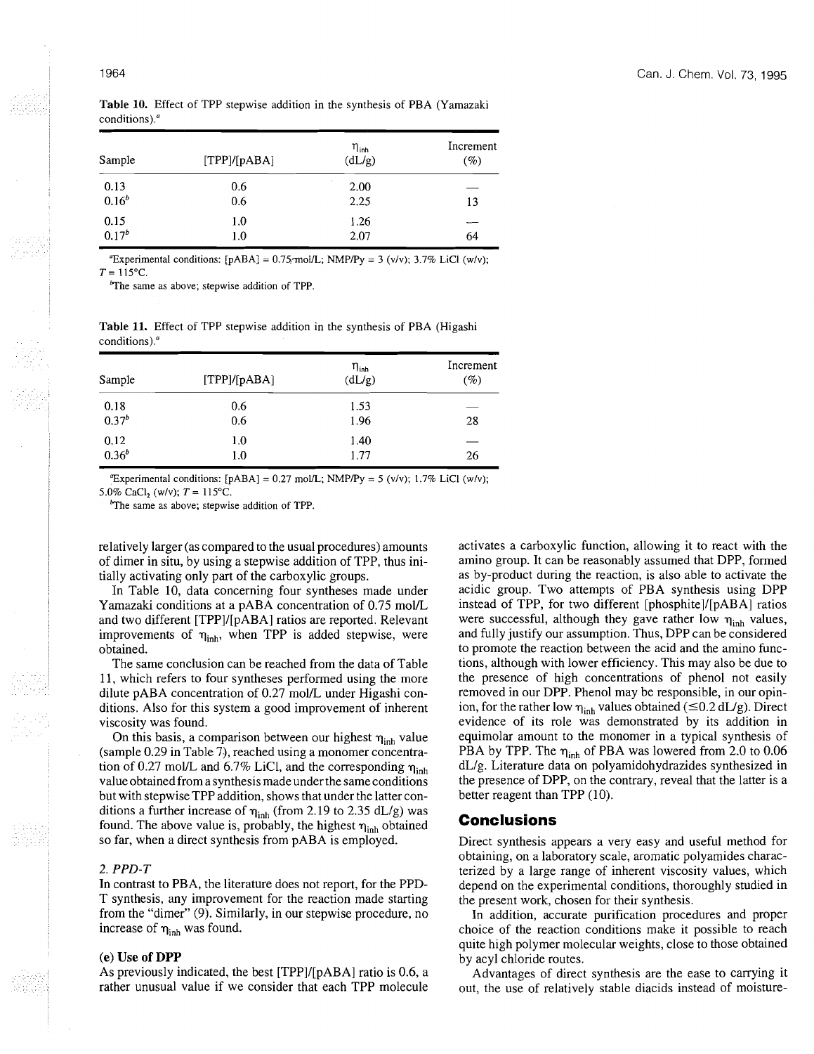**Table 10.** Effect of TPP stepwise addition in the synthesis of PBA (Yamazaki conditions).[a]

| Sample | [TPP]/[pABA] | $\eta_{inh}$ (dL/g) | Increment (%) |
|---|---|---|---|
| 0.13 | 0.6 | 2.00 | — |
| 0.16[b] | 0.6 | 2.25 | 13 |
| 0.15 | 1.0 | 1.26 | — |
| 0.17[b] | 1.0 | 2.07 | 64 |

[a]Experimental conditions: [pABA] = 0.75 mol/L; NMP/Py = 3 (v/v); 3.7% LiCl (w/v); $T$ = 115°C.

[b]The same as above; stepwise addition of TPP.

**Table 11.** Effect of TPP stepwise addition in the synthesis of PBA (Higashi conditions).[a]

| Sample | [TPP]/[pABA] | $\eta_{inh}$ (dL/g) | Increment (%) |
|---|---|---|---|
| 0.18 | 0.6 | 1.53 | — |
| 0.37[b] | 0.6 | 1.96 | 28 |
| 0.12 | 1.0 | 1.40 | — |
| 0.36[b] | 1.0 | 1.77 | 26 |

[a]Experimental conditions: [pABA] = 0.27 mol/L; NMP/Py = 5 (v/v); 1.7% LiCl (w/v); 5.0% $CaCl_2$ (w/v); $T$ = 115°C.

[b]The same as above; stepwise addition of TPP.

relatively larger (as compared to the usual procedures) amounts of dimer in situ, by using a stepwise addition of TPP, thus initially activating only part of the carboxylic groups.

In Table 10, data concerning four syntheses made under Yamazaki conditions at a pABA concentration of 0.75 mol/L and two different [TPP]/[pABA] ratios are reported. Relevant improvements of $\eta_{inh}$, when TPP is added stepwise, were obtained.

The same conclusion can be reached from the data of Table 11, which refers to four syntheses performed using the more dilute pABA concentration of 0.27 mol/L under Higashi conditions. Also for this system a good improvement of inherent viscosity was found.

On this basis, a comparison between our highest $\eta_{inh}$ value (sample 0.29 in Table 7), reached using a monomer concentration of 0.27 mol/L and 6.7% LiCl, and the corresponding $\eta_{inh}$ value obtained from a synthesis made under the same conditions but with stepwise TPP addition, shows that under the latter conditions a further increase of $\eta_{inh}$ (from 2.19 to 2.35 dL/g) was found. The above value is, probably, the highest $\eta_{inh}$ obtained so far, when a direct synthesis from pABA is employed.

*2. PPD-T*

In contrast to PBA, the literature does not report, for the PPD-T synthesis, any improvement for the reaction made starting from the "dimer" (9). Similarly, in our stepwise procedure, no increase of $\eta_{inh}$ was found.

### (e) Use of DPP

As previously indicated, the best [TPP]/[pABA] ratio is 0.6, a rather unusual value if we consider that each TPP molecule activates a carboxylic function, allowing it to react with the amino group. It can be reasonably assumed that DPP, formed as by-product during the reaction, is also able to activate the acidic group. Two attempts of PBA synthesis using DPP instead of TPP, for two different [phosphite]/[pABA] ratios were successful, although they gave rather low $\eta_{inh}$ values, and fully justify our assumption. Thus, DPP can be considered to promote the reaction between the acid and the amino functions, although with lower efficiency. This may also be due to the presence of high concentrations of phenol not easily removed in our DPP. Phenol may be responsible, in our opinion, for the rather low $\eta_{inh}$ values obtained ($\leq$0.2 dL/g). Direct evidence of its role was demonstrated by its addition in equimolar amount to the monomer in a typical synthesis of PBA by TPP. The $\eta_{inh}$ of PBA was lowered from 2.0 to 0.06 dL/g. Literature data on polyamidohydrazides synthesized in the presence of DPP, on the contrary, reveal that the latter is a better reagent than TPP (10).

## Conclusions

Direct synthesis appears a very easy and useful method for obtaining, on a laboratory scale, aromatic polyamides characterized by a large range of inherent viscosity values, which depend on the experimental conditions, thoroughly studied in the present work, chosen for their synthesis.

In addition, accurate purification procedures and proper choice of the reaction conditions make it possible to reach quite high polymer molecular weights, close to those obtained by acyl chloride routes.

Advantages of direct synthesis are the ease to carrying it out, the use of relatively stable diacids instead of moisture-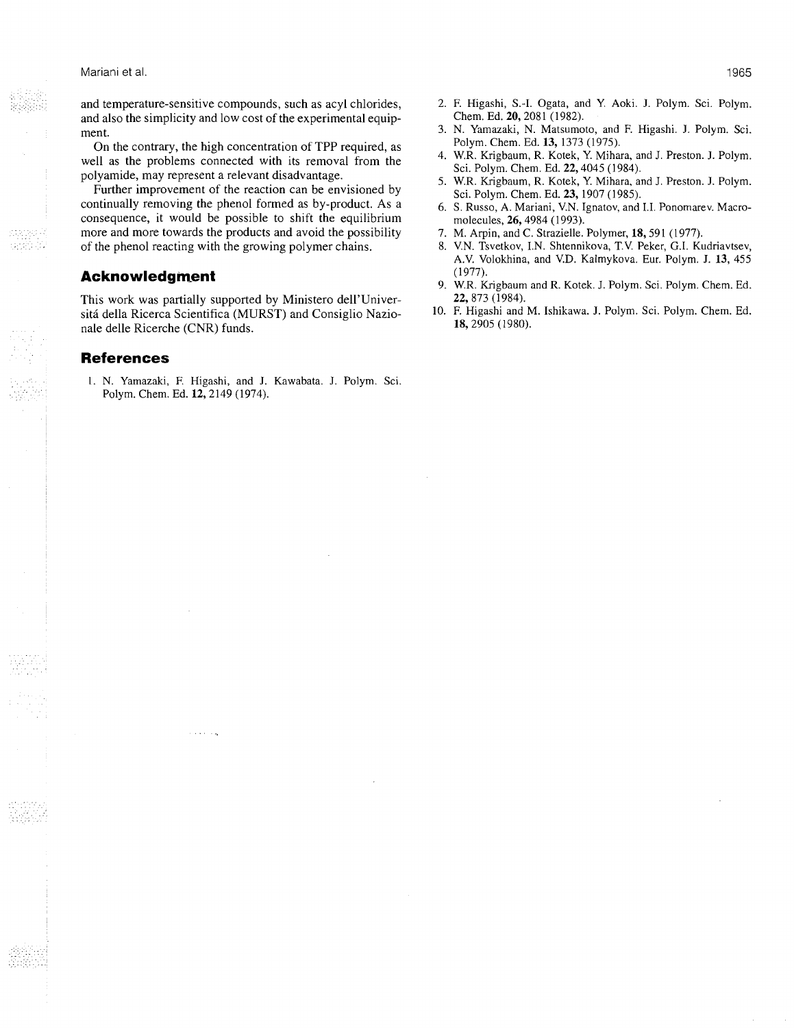and temperature-sensitive compounds, such as acyl chlorides, and also the simplicity and low cost of the experimental equipment.

On the contrary, the high concentration of TPP required, as well as the problems connected with its removal from the polyamide, may represent a relevant disadvantage.

Further improvement of the reaction can be envisioned by continually removing the phenol formed as by-product. As a consequence, it would be possible to shift the equilibrium more and more towards the products and avoid the possibility of the phenol reacting with the growing polymer chains.

## Acknowledgment

This work was partially supported by Ministero dell'Universitá della Ricerca Scientifica (MURST) and Consiglio Nazionale delle Ricerche (CNR) funds.

## References

1. N. Yamazaki, F. Higashi, and J. Kawabata. J. Polym. Sci. Polym. Chem. Ed. **12,** 2149 (1974).
2. F. Higashi, S.-I. Ogata, and Y. Aoki. J. Polym. Sci. Polym. Chem. Ed. **20,** 2081 (1982).
3. N. Yamazaki, N. Matsumoto, and F. Higashi. J. Polym. Sci. Polym. Chem. Ed. **13,** 1373 (1975).
4. W.R. Krigbaum, R. Kotek, Y. Mihara, and J. Preston. J. Polym. Sci. Polym. Chem. Ed. **22,** 4045 (1984).
5. W.R. Krigbaum, R. Kotek, Y. Mihara, and J. Preston. J. Polym. Sci. Polym. Chem. Ed. **23,** 1907 (1985).
6. S. Russo, A. Mariani, V.N. Ignatov, and I.I. Ponomarev. Macromolecules, **26,** 4984 (1993).
7. M. Arpin, and C. Strazielle. Polymer, **18,** 591 (1977).
8. V.N. Tsvetkov, I.N. Shtennikova, T.V. Peker, G.I. Kudriavtsev, A.V. Volokhina, and V.D. Kalmykova. Eur. Polym. J. **13,** 455 (1977).
9. W.R. Krigbaum and R. Kotek. J. Polym. Sci. Polym. Chem. Ed. **22,** 873 (1984).
10. F. Higashi and M. Ishikawa. J. Polym. Sci. Polym. Chem. Ed. **18,** 2905 (1980).